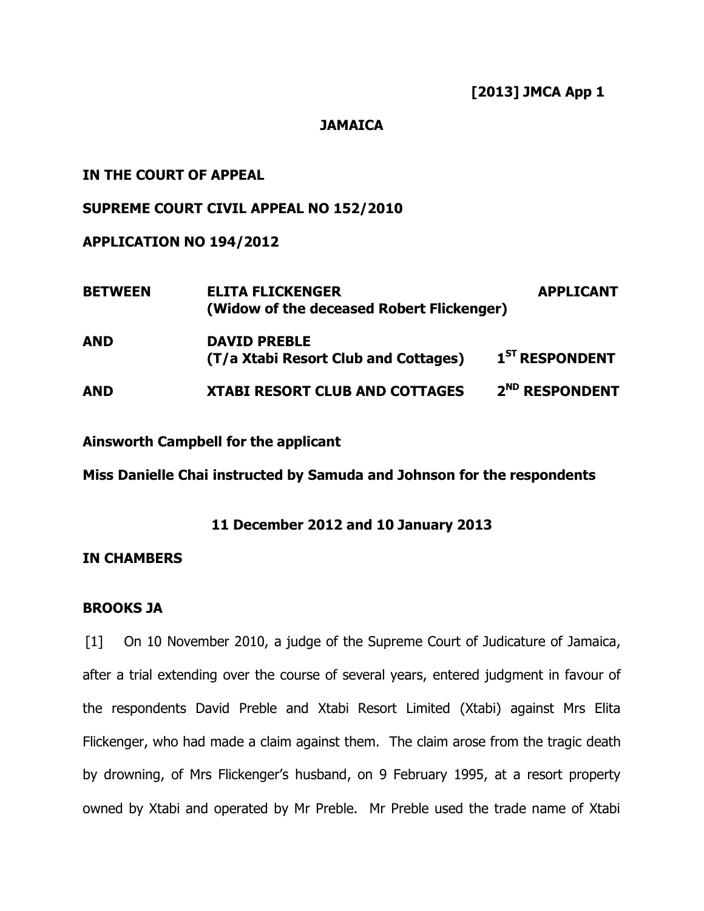**[2013] JMCA App 1**

**JAMAICA**

**IN THE COURT OF APPEAL**

**SUPREME COURT CIVIL APPEAL NO 152/2010**

**APPLICATION NO 194/2012**

| | | |
|---|---|---|
| **BETWEEN** | **ELITA FLICKENGER (Widow of the deceased Robert Flickenger)** | **APPLICANT** |
| **AND** | **DAVID PREBLE (T/a Xtabi Resort Club and Cottages)** | **1ST RESPONDENT** |
| **AND** | **XTABI RESORT CLUB AND COTTAGES** | **2ND RESPONDENT** |

**Ainsworth Campbell for the applicant**

**Miss Danielle Chai instructed by Samuda and Johnson for the respondents**

**11 December 2012 and 10 January 2013**

**IN CHAMBERS**

**BROOKS JA**

[1] On 10 November 2010, a judge of the Supreme Court of Judicature of Jamaica, after a trial extending over the course of several years, entered judgment in favour of the respondents David Preble and Xtabi Resort Limited (Xtabi) against Mrs Elita Flickenger, who had made a claim against them. The claim arose from the tragic death by drowning, of Mrs Flickenger's husband, on 9 February 1995, at a resort property owned by Xtabi and operated by Mr Preble. Mr Preble used the trade name of Xtabi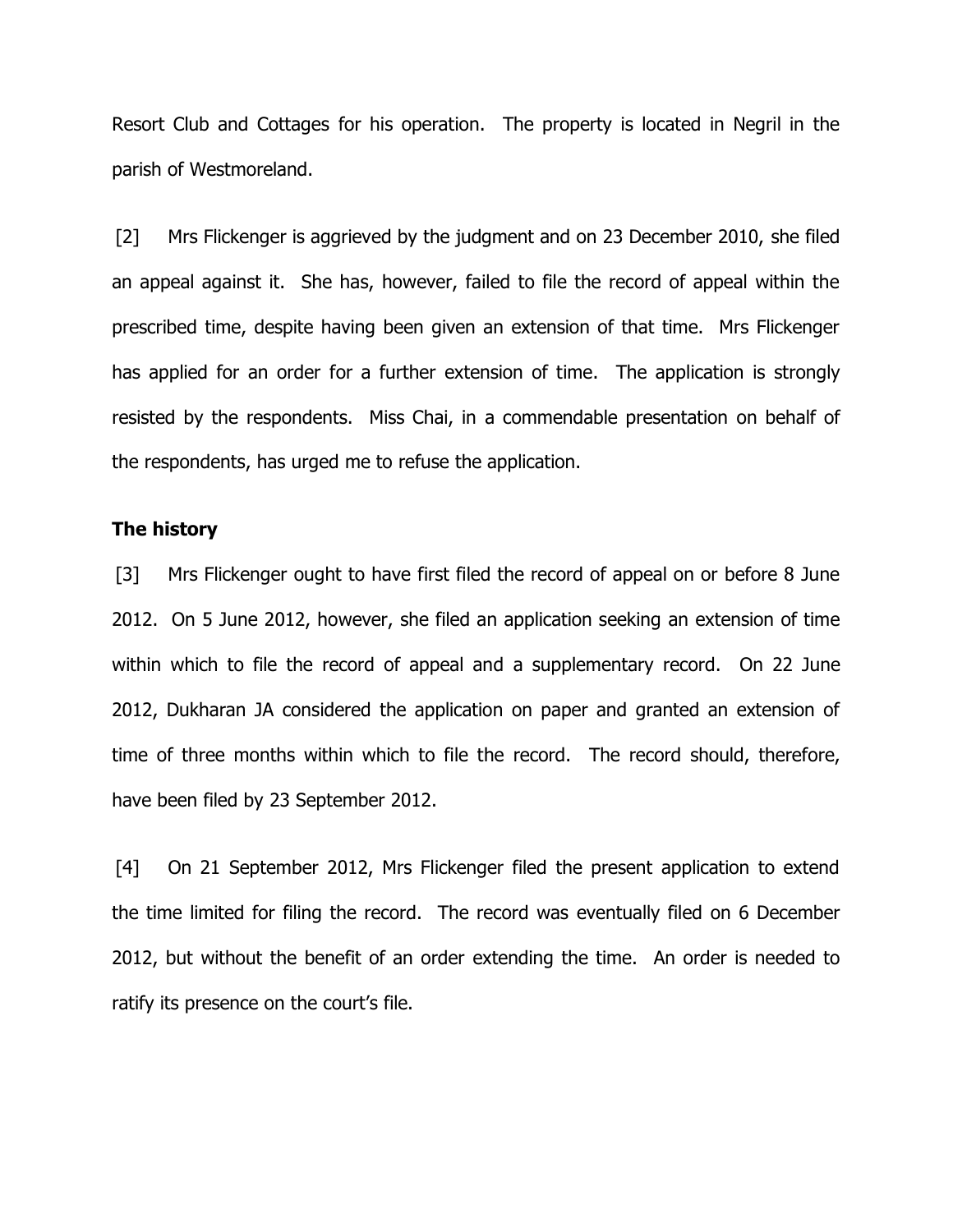Resort Club and Cottages for his operation. The property is located in Negril in the parish of Westmoreland.

[2] Mrs Flickenger is aggrieved by the judgment and on 23 December 2010, she filed an appeal against it. She has, however, failed to file the record of appeal within the prescribed time, despite having been given an extension of that time. Mrs Flickenger has applied for an order for a further extension of time. The application is strongly resisted by the respondents. Miss Chai, in a commendable presentation on behalf of the respondents, has urged me to refuse the application.

**The history**

[3] Mrs Flickenger ought to have first filed the record of appeal on or before 8 June 2012. On 5 June 2012, however, she filed an application seeking an extension of time within which to file the record of appeal and a supplementary record. On 22 June 2012, Dukharan JA considered the application on paper and granted an extension of time of three months within which to file the record. The record should, therefore, have been filed by 23 September 2012.

[4] On 21 September 2012, Mrs Flickenger filed the present application to extend the time limited for filing the record. The record was eventually filed on 6 December 2012, but without the benefit of an order extending the time. An order is needed to ratify its presence on the court's file.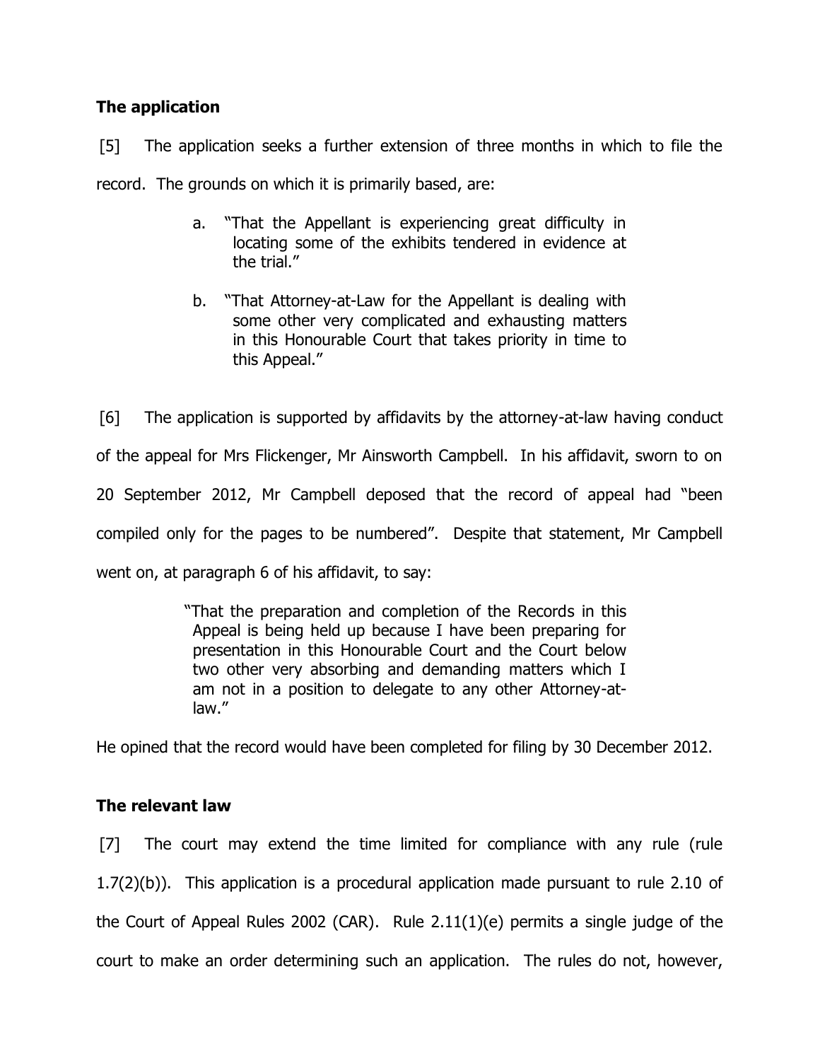## The application

[5] The application seeks a further extension of three months in which to file the record. The grounds on which it is primarily based, are:

a. "That the Appellant is experiencing great difficulty in locating some of the exhibits tendered in evidence at the trial."

b. "That Attorney-at-Law for the Appellant is dealing with some other very complicated and exhausting matters in this Honourable Court that takes priority in time to this Appeal."

[6] The application is supported by affidavits by the attorney-at-law having conduct of the appeal for Mrs Flickenger, Mr Ainsworth Campbell. In his affidavit, sworn to on 20 September 2012, Mr Campbell deposed that the record of appeal had "been compiled only for the pages to be numbered". Despite that statement, Mr Campbell went on, at paragraph 6 of his affidavit, to say:

> "That the preparation and completion of the Records in this Appeal is being held up because I have been preparing for presentation in this Honourable Court and the Court below two other very absorbing and demanding matters which I am not in a position to delegate to any other Attorney-at-law."

He opined that the record would have been completed for filing by 30 December 2012.

## The relevant law

[7] The court may extend the time limited for compliance with any rule (rule 1.7(2)(b)). This application is a procedural application made pursuant to rule 2.10 of the Court of Appeal Rules 2002 (CAR). Rule 2.11(1)(e) permits a single judge of the court to make an order determining such an application. The rules do not, however,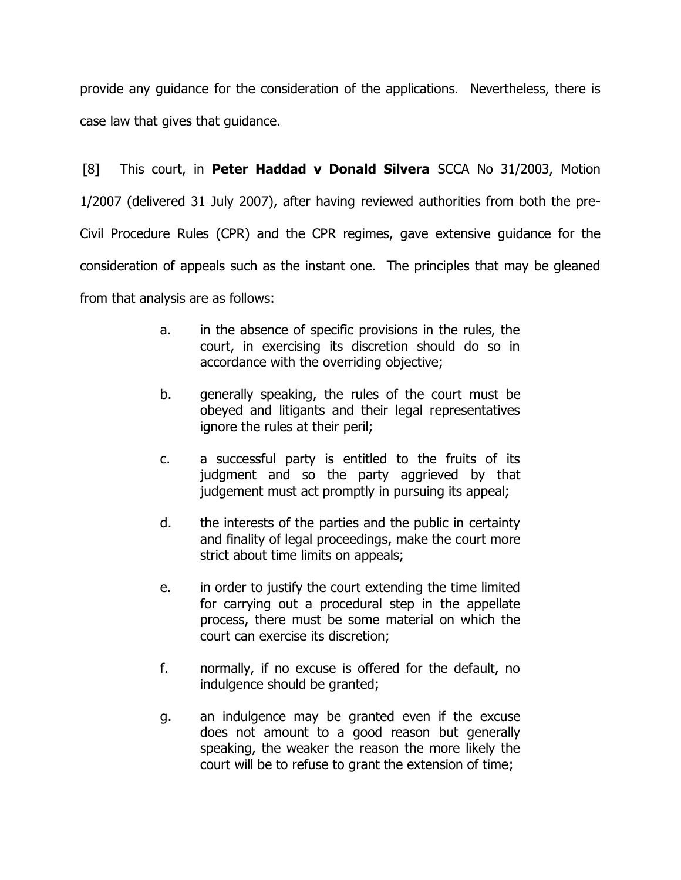provide any guidance for the consideration of the applications. Nevertheless, there is case law that gives that guidance.

[8] This court, in **Peter Haddad v Donald Silvera** SCCA No 31/2003, Motion 1/2007 (delivered 31 July 2007), after having reviewed authorities from both the pre-Civil Procedure Rules (CPR) and the CPR regimes, gave extensive guidance for the consideration of appeals such as the instant one. The principles that may be gleaned from that analysis are as follows:

> a. in the absence of specific provisions in the rules, the court, in exercising its discretion should do so in accordance with the overriding objective;
>
> b. generally speaking, the rules of the court must be obeyed and litigants and their legal representatives ignore the rules at their peril;
>
> c. a successful party is entitled to the fruits of its judgment and so the party aggrieved by that judgement must act promptly in pursuing its appeal;
>
> d. the interests of the parties and the public in certainty and finality of legal proceedings, make the court more strict about time limits on appeals;
>
> e. in order to justify the court extending the time limited for carrying out a procedural step in the appellate process, there must be some material on which the court can exercise its discretion;
>
> f. normally, if no excuse is offered for the default, no indulgence should be granted;
>
> g. an indulgence may be granted even if the excuse does not amount to a good reason but generally speaking, the weaker the reason the more likely the court will be to refuse to grant the extension of time;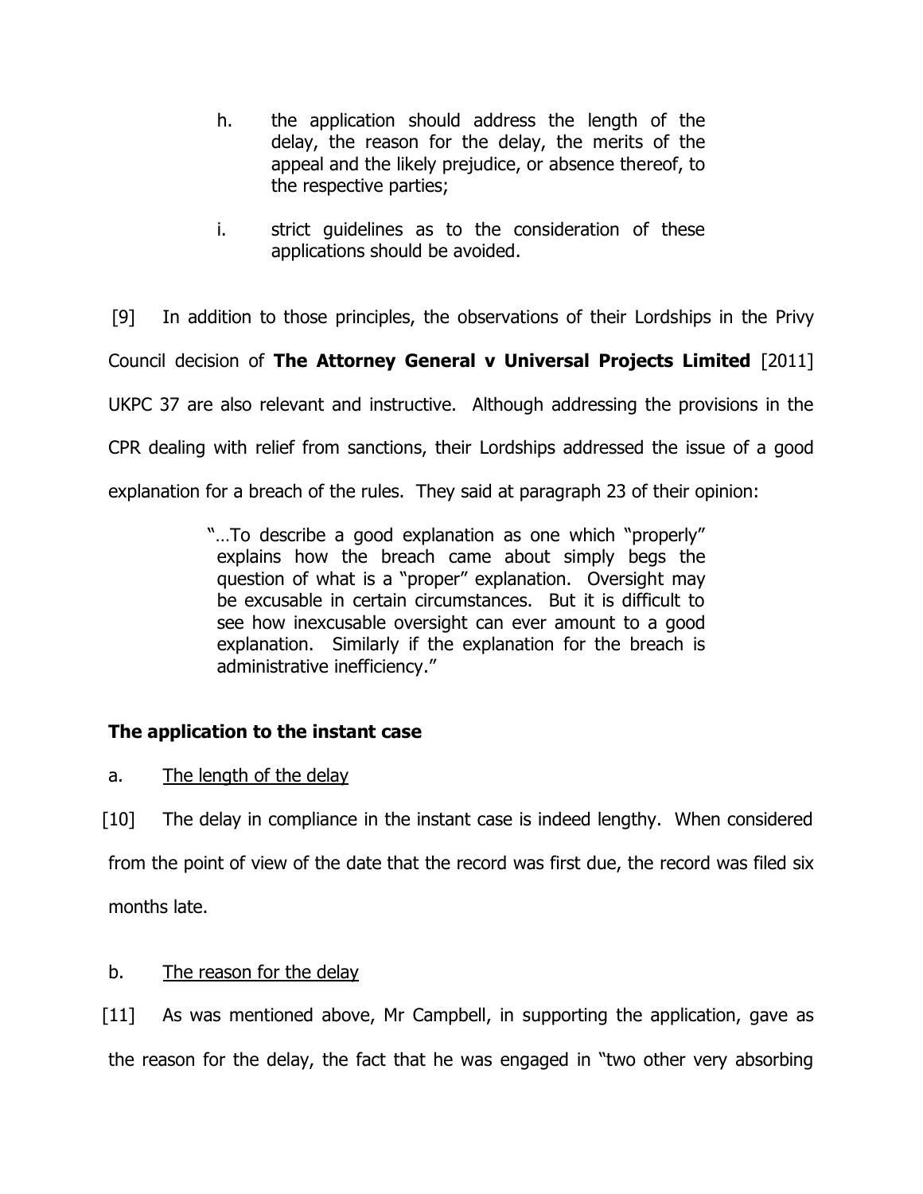h. the application should address the length of the delay, the reason for the delay, the merits of the appeal and the likely prejudice, or absence thereof, to the respective parties;

i. strict guidelines as to the consideration of these applications should be avoided.

[9] In addition to those principles, the observations of their Lordships in the Privy Council decision of **The Attorney General v Universal Projects Limited** [2011] UKPC 37 are also relevant and instructive. Although addressing the provisions in the CPR dealing with relief from sanctions, their Lordships addressed the issue of a good explanation for a breach of the rules. They said at paragraph 23 of their opinion:

> "…To describe a good explanation as one which "properly" explains how the breach came about simply begs the question of what is a "proper" explanation. Oversight may be excusable in certain circumstances. But it is difficult to see how inexcusable oversight can ever amount to a good explanation. Similarly if the explanation for the breach is administrative inefficiency."

## The application to the instant case

a. The length of the delay

[10] The delay in compliance in the instant case is indeed lengthy. When considered from the point of view of the date that the record was first due, the record was filed six months late.

b. The reason for the delay

[11] As was mentioned above, Mr Campbell, in supporting the application, gave as the reason for the delay, the fact that he was engaged in "two other very absorbing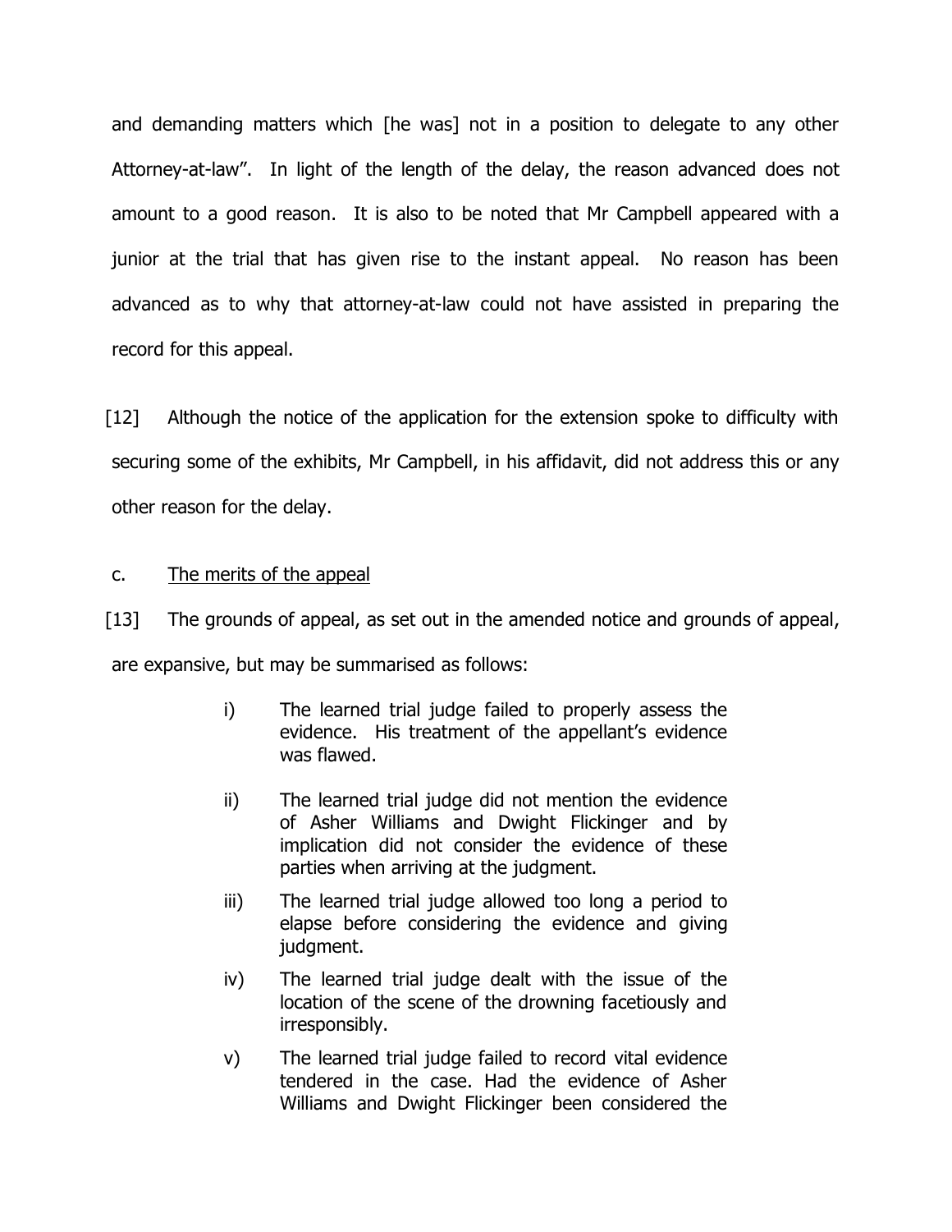and demanding matters which [he was] not in a position to delegate to any other Attorney-at-law". In light of the length of the delay, the reason advanced does not amount to a good reason. It is also to be noted that Mr Campbell appeared with a junior at the trial that has given rise to the instant appeal. No reason has been advanced as to why that attorney-at-law could not have assisted in preparing the record for this appeal.

[12] Although the notice of the application for the extension spoke to difficulty with securing some of the exhibits, Mr Campbell, in his affidavit, did not address this or any other reason for the delay.

c. <u>The merits of the appeal</u>

[13] The grounds of appeal, as set out in the amended notice and grounds of appeal, are expansive, but may be summarised as follows:

> i) The learned trial judge failed to properly assess the evidence. His treatment of the appellant's evidence was flawed.
>
> ii) The learned trial judge did not mention the evidence of Asher Williams and Dwight Flickinger and by implication did not consider the evidence of these parties when arriving at the judgment.
>
> iii) The learned trial judge allowed too long a period to elapse before considering the evidence and giving judgment.
>
> iv) The learned trial judge dealt with the issue of the location of the scene of the drowning facetiously and irresponsibly.
>
> v) The learned trial judge failed to record vital evidence tendered in the case. Had the evidence of Asher Williams and Dwight Flickinger been considered the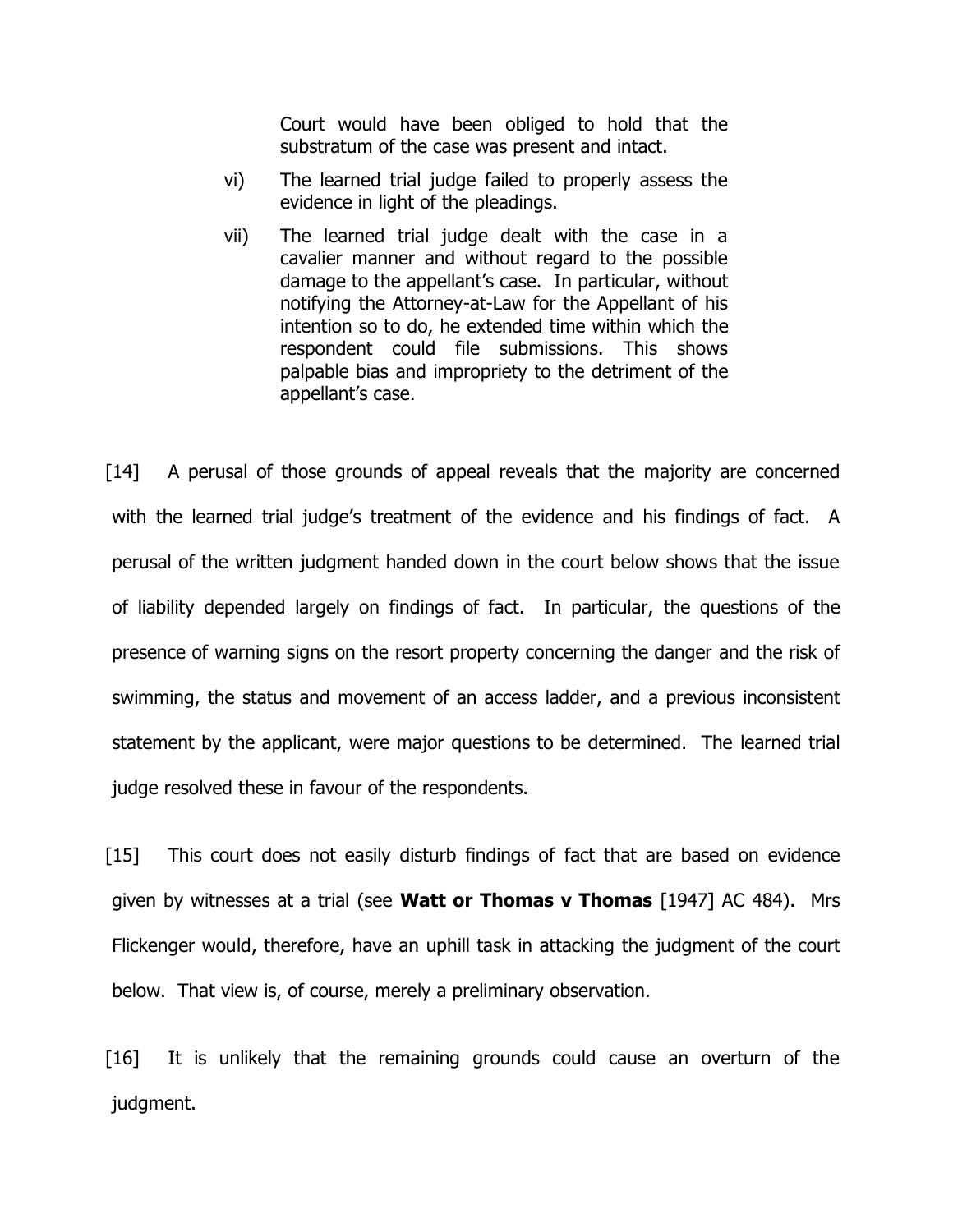Court would have been obliged to hold that the substratum of the case was present and intact.

vi) The learned trial judge failed to properly assess the evidence in light of the pleadings.

vii) The learned trial judge dealt with the case in a cavalier manner and without regard to the possible damage to the appellant's case. In particular, without notifying the Attorney-at-Law for the Appellant of his intention so to do, he extended time within which the respondent could file submissions. This shows palpable bias and impropriety to the detriment of the appellant's case.

[14] A perusal of those grounds of appeal reveals that the majority are concerned with the learned trial judge's treatment of the evidence and his findings of fact. A perusal of the written judgment handed down in the court below shows that the issue of liability depended largely on findings of fact. In particular, the questions of the presence of warning signs on the resort property concerning the danger and the risk of swimming, the status and movement of an access ladder, and a previous inconsistent statement by the applicant, were major questions to be determined. The learned trial judge resolved these in favour of the respondents.

[15] This court does not easily disturb findings of fact that are based on evidence given by witnesses at a trial (see **Watt or Thomas v Thomas** [1947] AC 484). Mrs Flickenger would, therefore, have an uphill task in attacking the judgment of the court below. That view is, of course, merely a preliminary observation.

[16] It is unlikely that the remaining grounds could cause an overturn of the judgment.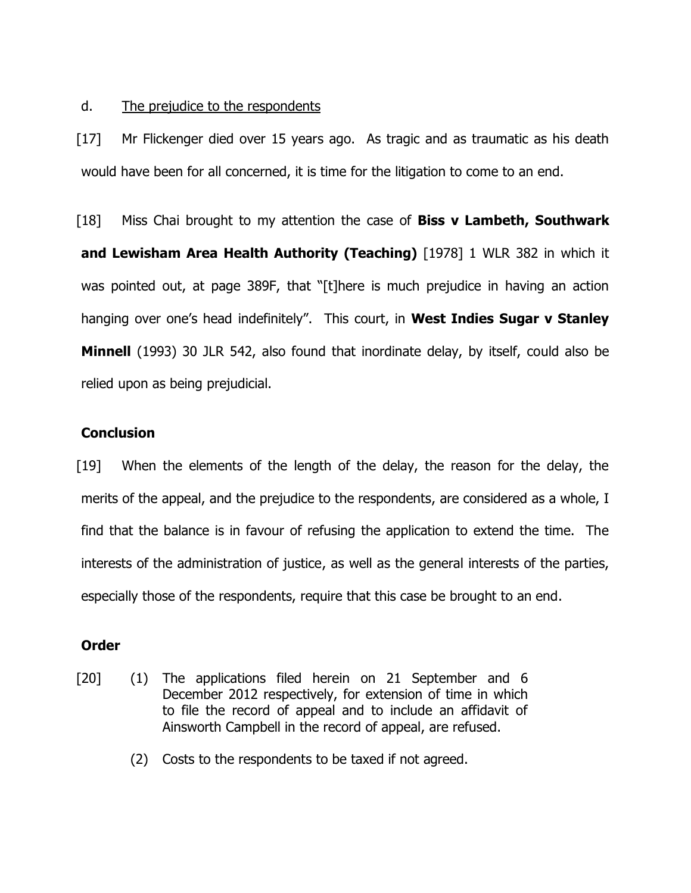d. <u>The prejudice to the respondents</u>

[17] Mr Flickenger died over 15 years ago. As tragic and as traumatic as his death would have been for all concerned, it is time for the litigation to come to an end.

[18] Miss Chai brought to my attention the case of **Biss v Lambeth, Southwark and Lewisham Area Health Authority (Teaching)** [1978] 1 WLR 382 in which it was pointed out, at page 389F, that "[t]here is much prejudice in having an action hanging over one's head indefinitely". This court, in **West Indies Sugar v Stanley Minnell** (1993) 30 JLR 542, also found that inordinate delay, by itself, could also be relied upon as being prejudicial.

## Conclusion

[19] When the elements of the length of the delay, the reason for the delay, the merits of the appeal, and the prejudice to the respondents, are considered as a whole, I find that the balance is in favour of refusing the application to extend the time. The interests of the administration of justice, as well as the general interests of the parties, especially those of the respondents, require that this case be brought to an end.

## Order

[20] (1) The applications filed herein on 21 September and 6 December 2012 respectively, for extension of time in which to file the record of appeal and to include an affidavit of Ainsworth Campbell in the record of appeal, are refused.

(2) Costs to the respondents to be taxed if not agreed.